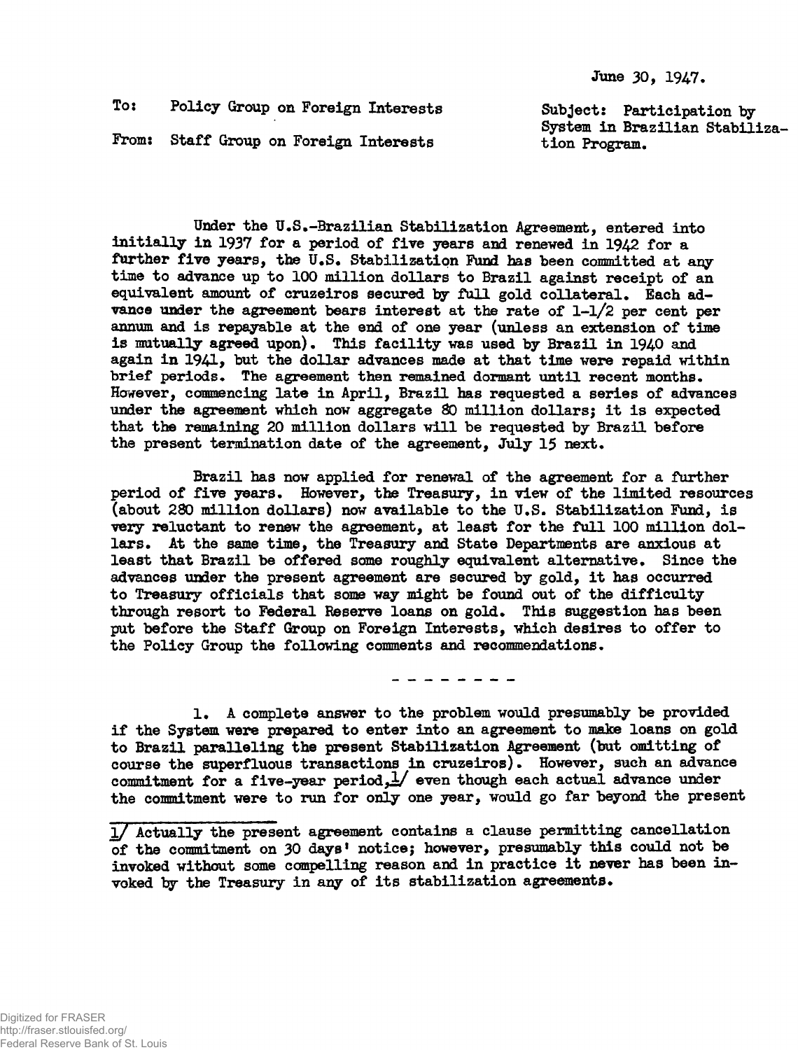June 30, 1947.

To: Policy Group on Foreign Interests

From: Staff Group on Foreign Interests

Subject: Participation by System in Brazilian Stabilization Program.

Under the U.S.-Brazilian Stabilization Agreement, entered into initially in 1937 for a period of five years and renewed in 1942 for a further five years, the U.S. Stabilization Fund has been committed at any time to advance up to 100 million dollars to Brazil against receipt of an equivalent amount of cruzeiros secured by full gold collateral. Each advance under the agreement bears interest at the rate of 1-1/2 per cent per annum and is repayable at the end of one year (unless an extension of time is mutually agreed upon). This facility was used by Brazil in 1940 and again in 1941, but the dollar advances made at that time were repaid within brief periods. The agreement then remained dormant until recent months. However, commencing late in April, Brazil has requested a series of advances under the agreement which now aggregate 80 million dollars; it is expected that the remaining 20 million dollars will be requested by Brazil before the present termination date of the agreement, July 15 next.

Brazil has now applied for renewal of the agreement for a further period of five years. However, the Treasury, in view of the limited resources (about 280 million dollars) now available to the U.S. Stabilization Fund, is very reluctant to renew the agreement, at least for the full 100 million dollars. At the same time, the Treasury and State Departments are anxious at least that Brazil be offered some roughly equivalent alternative. Since the advances under the present agreement are secured by gold, it has occurred to Treasury officials that some way might be found out of the difficulty through resort to Federal Reserve loans on gold. This suggestion has been put before the Staff Group on Foreign Interests, which desires to offer to the Policy Group the following comments and recommendations.

- - - - - - - -

1. A complete answer to the problem would presumably be provided if the System were prepared to enter into an agreement to make loans on gold to Brazil paralleling the present Stabilization Agreement (but omitting of course the superfluous transactions in cruzeiros). However, such an advance commitment for a five-year period,[1] even though each actual advance under the commitment were to run for only one year, would go far beyond the present

[1] Actually the present agreement contains a clause permitting cancellation of the commitment on 30 days' notice; however, presumably this could not be invoked without some compelling reason and in practice it never has been invoked by the Treasury in any of its stabilization agreements.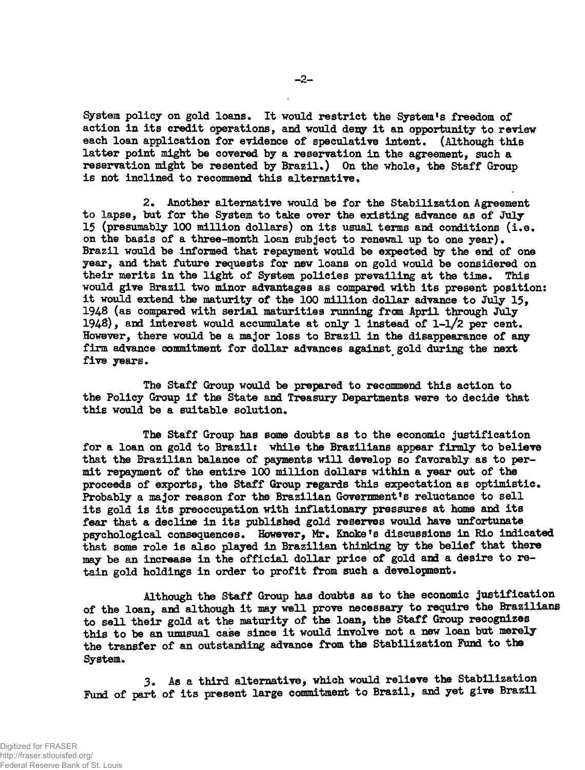System policy on gold loans. It would restrict the System's freedom of action in its credit operations, and would deny it an opportunity to review each loan application for evidence of speculative intent. (Although this latter point might be covered by a reservation in the agreement, such a reservation might be resented by Brazil.) On the whole, the Staff Group is not inclined to recommend this alternative.

2. Another alternative would be for the Stabilization Agreement to lapse, but for the System to take over the existing advance as of July 15 (presumably 100 million dollars) on its usual terms and conditions (i.e. on the basis of a three-month loan subject to renewal up to one year). Brazil would be informed that repayment would be expected by the end of one year, and that future requests for new loans on gold would be considered on their merits in the light of System policies prevailing at the time. This would give Brazil two minor advantages as compared with its present position: it would extend the maturity of the 100 million dollar advance to July 15, 1948 (as compared with serial maturities running from April through July 1948), and interest would accumulate at only 1 instead of 1-1/2 per cent. However, there would be a major loss to Brazil in the disappearance of any firm advance commitment for dollar advances against gold during the next five years.

The Staff Group would be prepared to recommend this action to the Policy Group if the State and Treasury Departments were to decide that this would be a suitable solution.

The Staff Group has some doubts as to the economic justification for a loan on gold to Brazil: while the Brazilians appear firmly to believe that the Brazilian balance of payments will develop so favorably as to permit repayment of the entire 100 million dollars within a year out of the proceeds of exports, the Staff Group regards this expectation as optimistic. Probably a major reason for the Brazilian Government's reluctance to sell its gold is its preoccupation with inflationary pressures at home and its fear that a decline in its published gold reserves would have unfortunate psychological consequences. However, Mr. Knoke's discussions in Rio indicated that some role is also played in Brazilian thinking by the belief that there may be an increase in the official dollar price of gold and a desire to retain gold holdings in order to profit from such a development.

Although the Staff Group has doubts as to the economic justification of the loan, and although it may well prove necessary to require the Brazilians to sell their gold at the maturity of the loan, the Staff Group recognizes this to be an unusual case since it would involve not a new loan but merely the transfer of an outstanding advance from the Stabilization Fund to the System.

3. As a third alternative, which would relieve the Stabilization Fund of part of its present large commitment to Brazil, and yet give Brazil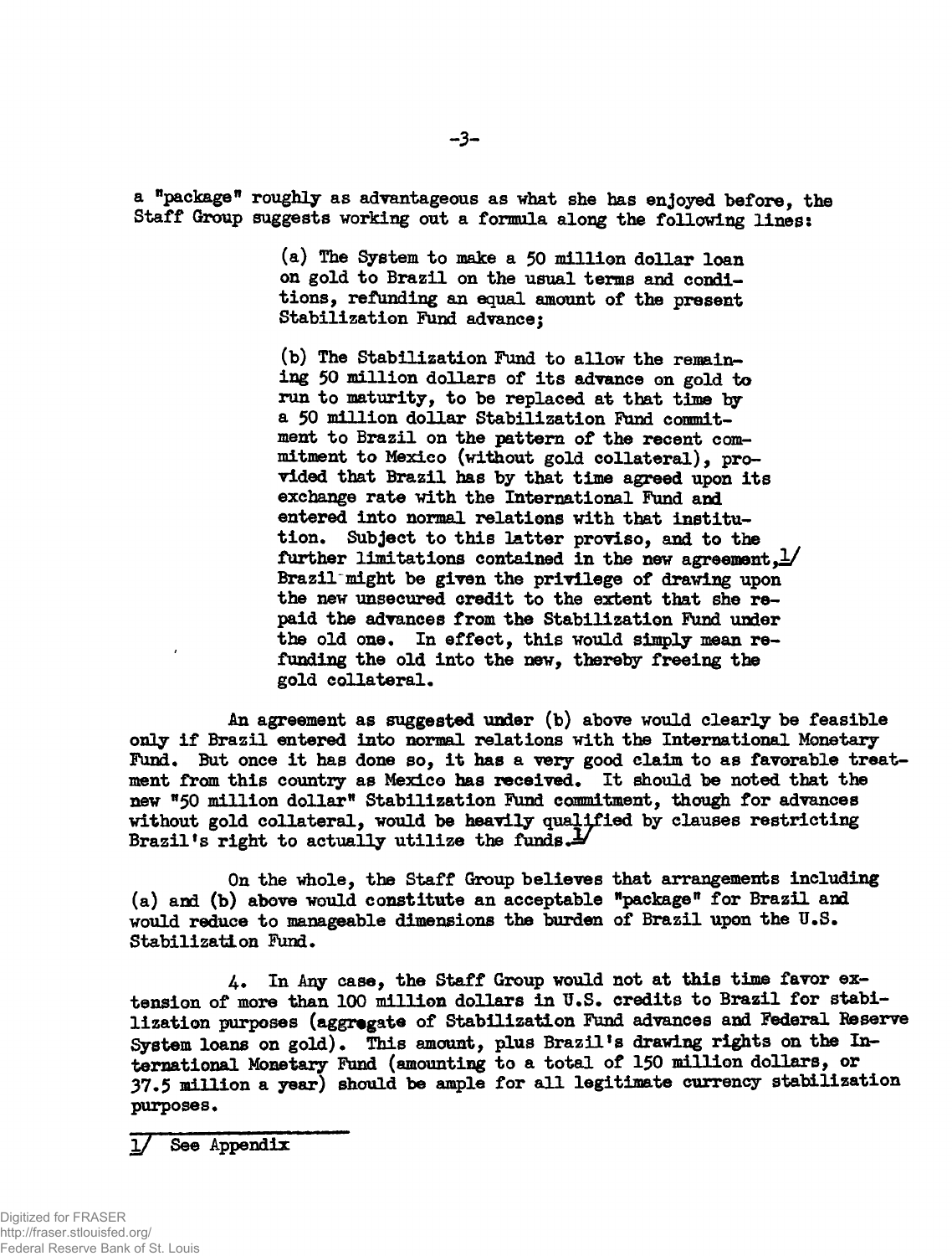a "package" roughly as advantageous as what she has enjoyed before, the Staff Group suggests working out a formula along the following lines:

> (a) The System to make a 50 million dollar loan on gold to Brazil on the usual terms and conditions, refunding an equal amount of the present Stabilization Fund advance;
>
> (b) The Stabilization Fund to allow the remaining 50 million dollars of its advance on gold to run to maturity, to be replaced at that time by a 50 million dollar Stabilization Fund commitment to Brazil on the pattern of the recent commitment to Mexico (without gold collateral), provided that Brazil has by that time agreed upon its exchange rate with the International Fund and entered into normal relations with that institution. Subject to this latter proviso, and to the further limitations contained in the new agreement,[1] Brazil might be given the privilege of drawing upon the new unsecured credit to the extent that she repaid the advances from the Stabilization Fund under the old one. In effect, this would simply mean refunding the old into the new, thereby freeing the gold collateral.

An agreement as suggested under (b) above would clearly be feasible only if Brazil entered into normal relations with the International Monetary Fund. But once it has done so, it has a very good claim to as favorable treatment from this country as Mexico has received. It should be noted that the new "50 million dollar" Stabilization Fund commitment, though for advances without gold collateral, would be heavily qualified by clauses restricting Brazil's right to actually utilize the funds.[1]

On the whole, the Staff Group believes that arrangements including (a) and (b) above would constitute an acceptable "package" for Brazil and would reduce to manageable dimensions the burden of Brazil upon the U.S. Stabilization Fund.

4. In Any case, the Staff Group would not at this time favor extension of more than 100 million dollars in U.S. credits to Brazil for stabilization purposes (aggregate of Stabilization Fund advances and Federal Reserve System loans on gold). This amount, plus Brazil's drawing rights on the International Monetary Fund (amounting to a total of 150 million dollars, or 37.5 million a year) should be ample for all legitimate currency stabilization purposes.

---

[1] See Appendix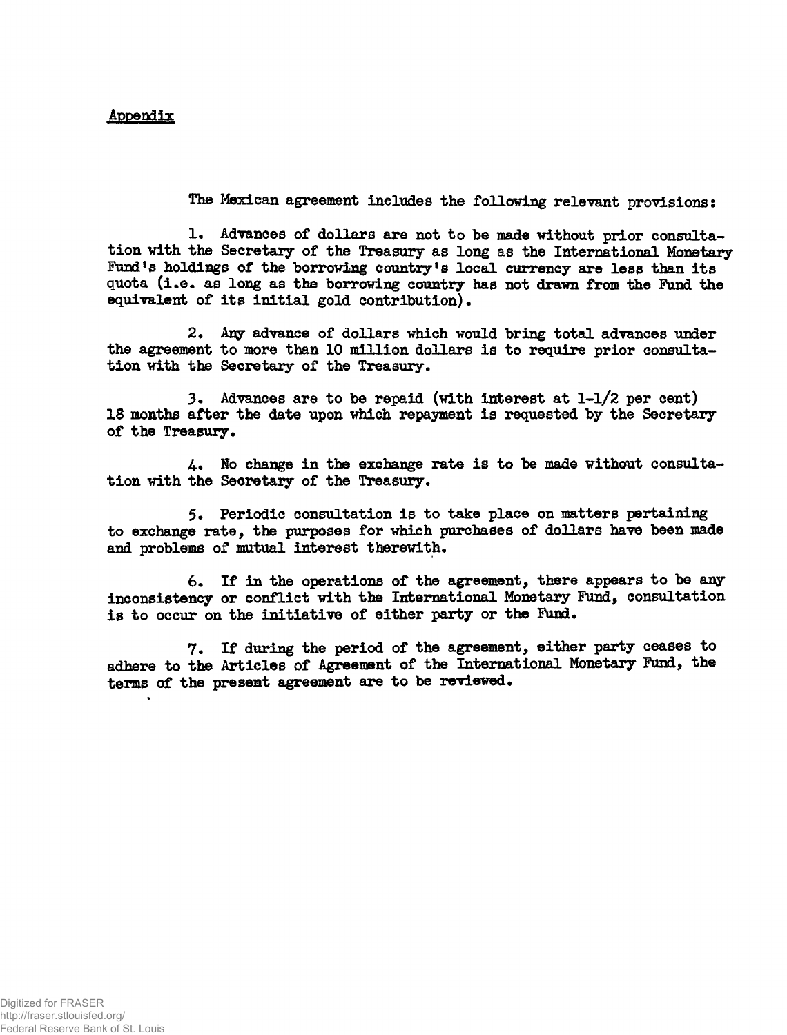<u>Appendix</u>

The Mexican agreement includes the following relevant provisions:

1. Advances of dollars are not to be made without prior consultation with the Secretary of the Treasury as long as the International Monetary Fund's holdings of the borrowing country's local currency are less than its quota (i.e. as long as the borrowing country has not drawn from the Fund the equivalent of its initial gold contribution).

2. Any advance of dollars which would bring total advances under the agreement to more than 10 million dollars is to require prior consultation with the Secretary of the Treasury.

3. Advances are to be repaid (with interest at 1-1/2 per cent) 18 months after the date upon which repayment is requested by the Secretary of the Treasury.

4. No change in the exchange rate is to be made without consultation with the Secretary of the Treasury.

5. Periodic consultation is to take place on matters pertaining to exchange rate, the purposes for which purchases of dollars have been made and problems of mutual interest therewith.

6. If in the operations of the agreement, there appears to be any inconsistency or conflict with the International Monetary Fund, consultation is to occur on the initiative of either party or the Fund.

7. If during the period of the agreement, either party ceases to adhere to the Articles of Agreement of the International Monetary Fund, the terms of the present agreement are to be reviewed.